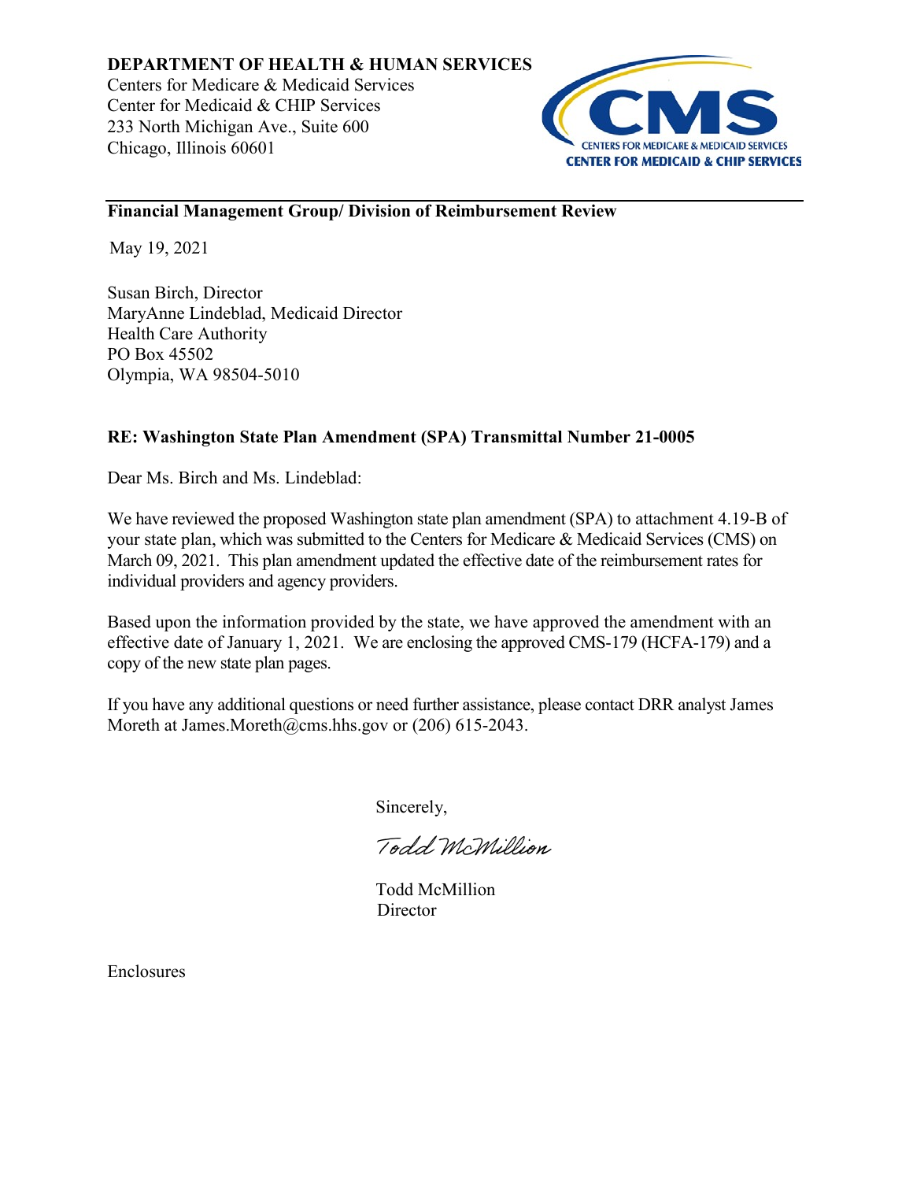**DEPARTMENT OF HEALTH & HUMAN SERVICES**
Centers for Medicare & Medicaid Services
Center for Medicaid & CHIP Services
233 North Michigan Ave., Suite 600
Chicago, Illinois 60601

CMS
CENTERS FOR MEDICARE & MEDICAID SERVICES
CENTER FOR MEDICAID & CHIP SERVICES

---

**Financial Management Group/ Division of Reimbursement Review**

May 19, 2021

Susan Birch, Director
MaryAnne Lindeblad, Medicaid Director
Health Care Authority
PO Box 45502
Olympia, WA 98504-5010

**RE: Washington State Plan Amendment (SPA) Transmittal Number 21-0005**

Dear Ms. Birch and Ms. Lindeblad:

We have reviewed the proposed Washington state plan amendment (SPA) to attachment 4.19-B of your state plan, which was submitted to the Centers for Medicare & Medicaid Services (CMS) on March 09, 2021. This plan amendment updated the effective date of the reimbursement rates for individual providers and agency providers.

Based upon the information provided by the state, we have approved the amendment with an effective date of January 1, 2021. We are enclosing the approved CMS-179 (HCFA-179) and a copy of the new state plan pages.

If you have any additional questions or need further assistance, please contact DRR analyst James Moreth at James.Moreth@cms.hhs.gov or (206) 615-2043.

Sincerely,

*Todd McMillion*

Todd McMillion
Director

Enclosures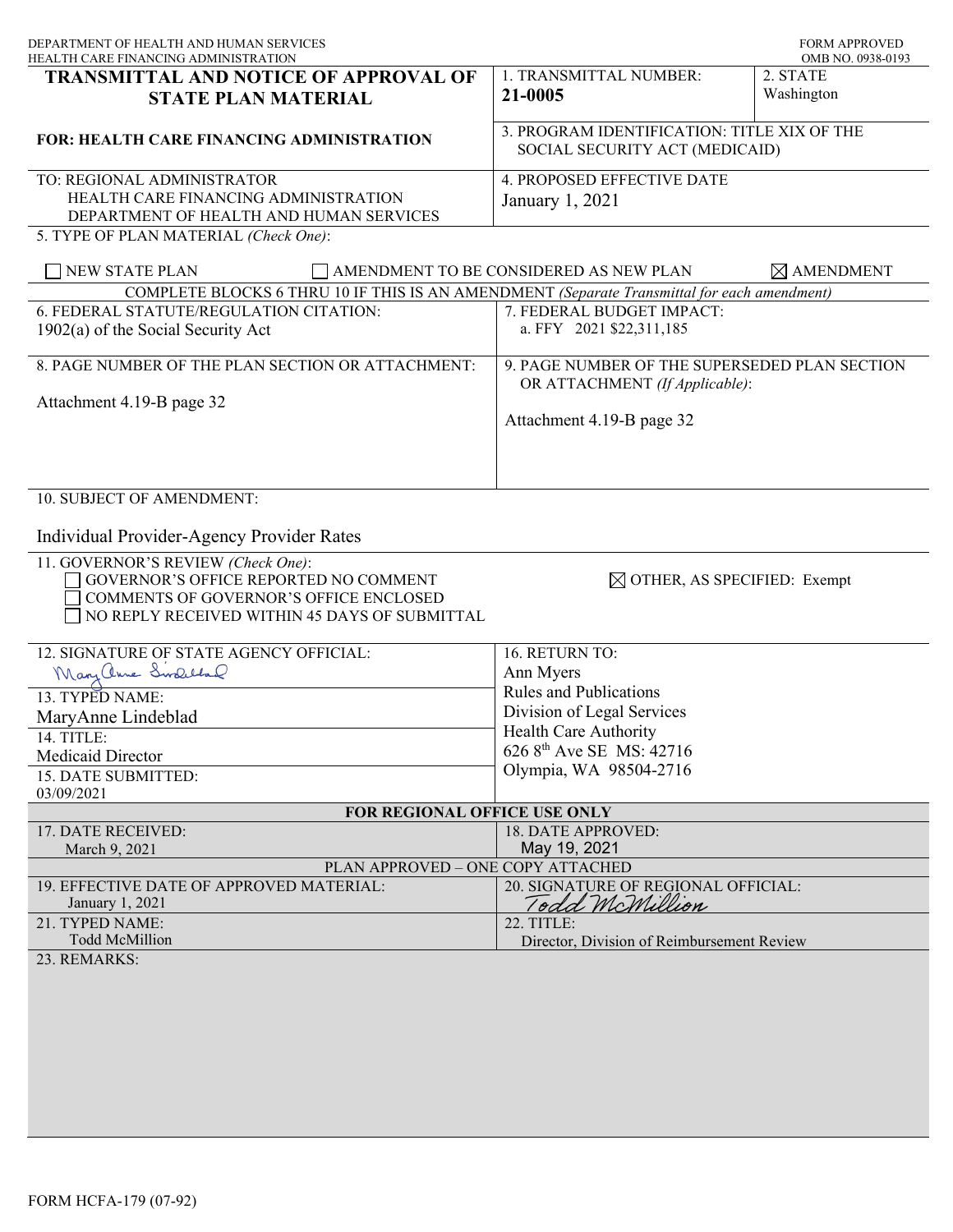DEPARTMENT OF HEALTH AND HUMAN SERVICES
HEALTH CARE FINANCING ADMINISTRATION

FORM APPROVED
OMB NO. 0938-0193

# TRANSMITTAL AND NOTICE OF APPROVAL OF STATE PLAN MATERIAL

**FOR: HEALTH CARE FINANCING ADMINISTRATION**

1. TRANSMITTAL NUMBER: **21-0005**

2. STATE: Washington

3. PROGRAM IDENTIFICATION: TITLE XIX OF THE SOCIAL SECURITY ACT (MEDICAID)

TO: REGIONAL ADMINISTRATOR
HEALTH CARE FINANCING ADMINISTRATION
DEPARTMENT OF HEALTH AND HUMAN SERVICES

4. PROPOSED EFFECTIVE DATE: January 1, 2021

5. TYPE OF PLAN MATERIAL *(Check One)*:

☐ NEW STATE PLAN ☐ AMENDMENT TO BE CONSIDERED AS NEW PLAN ☒ AMENDMENT

COMPLETE BLOCKS 6 THRU 10 IF THIS IS AN AMENDMENT *(Separate Transmittal for each amendment)*

6. FEDERAL STATUTE/REGULATION CITATION:
1902(a) of the Social Security Act

7. FEDERAL BUDGET IMPACT:
a. FFY 2021 $22,311,185

8. PAGE NUMBER OF THE PLAN SECTION OR ATTACHMENT:
Attachment 4.19-B page 32

9. PAGE NUMBER OF THE SUPERSEDED PLAN SECTION OR ATTACHMENT *(If Applicable)*:
Attachment 4.19-B page 32

10. SUBJECT OF AMENDMENT:

Individual Provider-Agency Provider Rates

11. GOVERNOR'S REVIEW *(Check One)*:
☐ GOVERNOR'S OFFICE REPORTED NO COMMENT
☐ COMMENTS OF GOVERNOR'S OFFICE ENCLOSED
☐ NO REPLY RECEIVED WITHIN 45 DAYS OF SUBMITTAL
☒ OTHER, AS SPECIFIED: Exempt

12. SIGNATURE OF STATE AGENCY OFFICIAL: MaryAnne Lindeblad

13. TYPED NAME: MaryAnne Lindeblad

14. TITLE: Medicaid Director

15. DATE SUBMITTED: 03/09/2021

16. RETURN TO:
Ann Myers
Rules and Publications
Division of Legal Services
Health Care Authority
626 8th Ave SE MS: 42716
Olympia, WA 98504-2716

**FOR REGIONAL OFFICE USE ONLY**

17. DATE RECEIVED: March 9, 2021

18. DATE APPROVED: May 19, 2021

PLAN APPROVED – ONE COPY ATTACHED

19. EFFECTIVE DATE OF APPROVED MATERIAL: January 1, 2021

20. SIGNATURE OF REGIONAL OFFICIAL: Todd McMillion

21. TYPED NAME: Todd McMillion

22. TITLE: Director, Division of Reimbursement Review

23. REMARKS:

FORM HCFA-179 (07-92)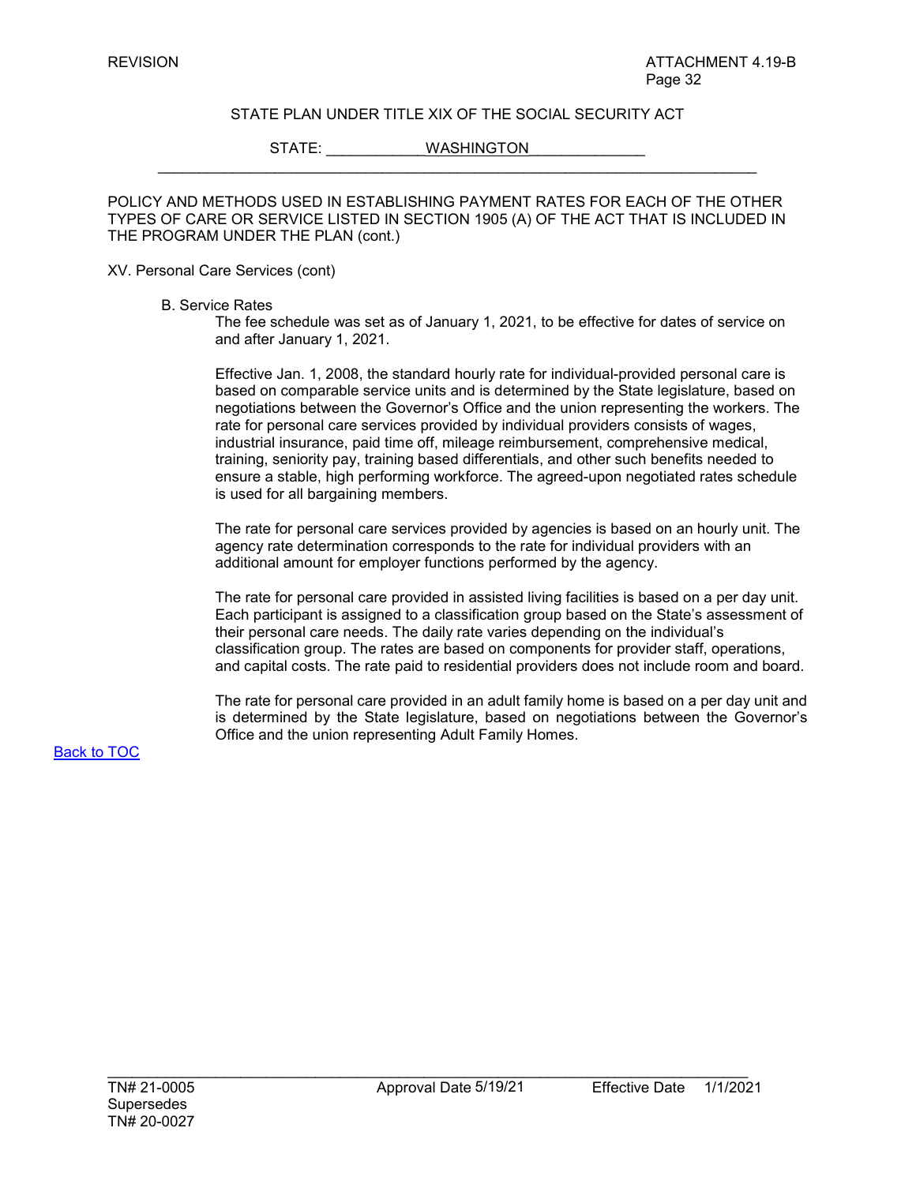STATE PLAN UNDER TITLE XIX OF THE SOCIAL SECURITY ACT

STATE: WASHINGTON

POLICY AND METHODS USED IN ESTABLISHING PAYMENT RATES FOR EACH OF THE OTHER TYPES OF CARE OR SERVICE LISTED IN SECTION 1905 (A) OF THE ACT THAT IS INCLUDED IN THE PROGRAM UNDER THE PLAN (cont.)

XV. Personal Care Services (cont)

B. Service Rates

The fee schedule was set as of January 1, 2021, to be effective for dates of service on and after January 1, 2021.

Effective Jan. 1, 2008, the standard hourly rate for individual-provided personal care is based on comparable service units and is determined by the State legislature, based on negotiations between the Governor's Office and the union representing the workers. The rate for personal care services provided by individual providers consists of wages, industrial insurance, paid time off, mileage reimbursement, comprehensive medical, training, seniority pay, training based differentials, and other such benefits needed to ensure a stable, high performing workforce. The agreed-upon negotiated rates schedule is used for all bargaining members.

The rate for personal care services provided by agencies is based on an hourly unit. The agency rate determination corresponds to the rate for individual providers with an additional amount for employer functions performed by the agency.

The rate for personal care provided in assisted living facilities is based on a per day unit. Each participant is assigned to a classification group based on the State's assessment of their personal care needs. The daily rate varies depending on the individual's classification group. The rates are based on components for provider staff, operations, and capital costs. The rate paid to residential providers does not include room and board.

The rate for personal care provided in an adult family home is based on a per day unit and is determined by the State legislature, based on negotiations between the Governor's Office and the union representing Adult Family Homes.

Back to TOC

TN# 21-0005 Approval Date 5/19/21 Effective Date 1/1/2021
Supersedes
TN# 20-0027